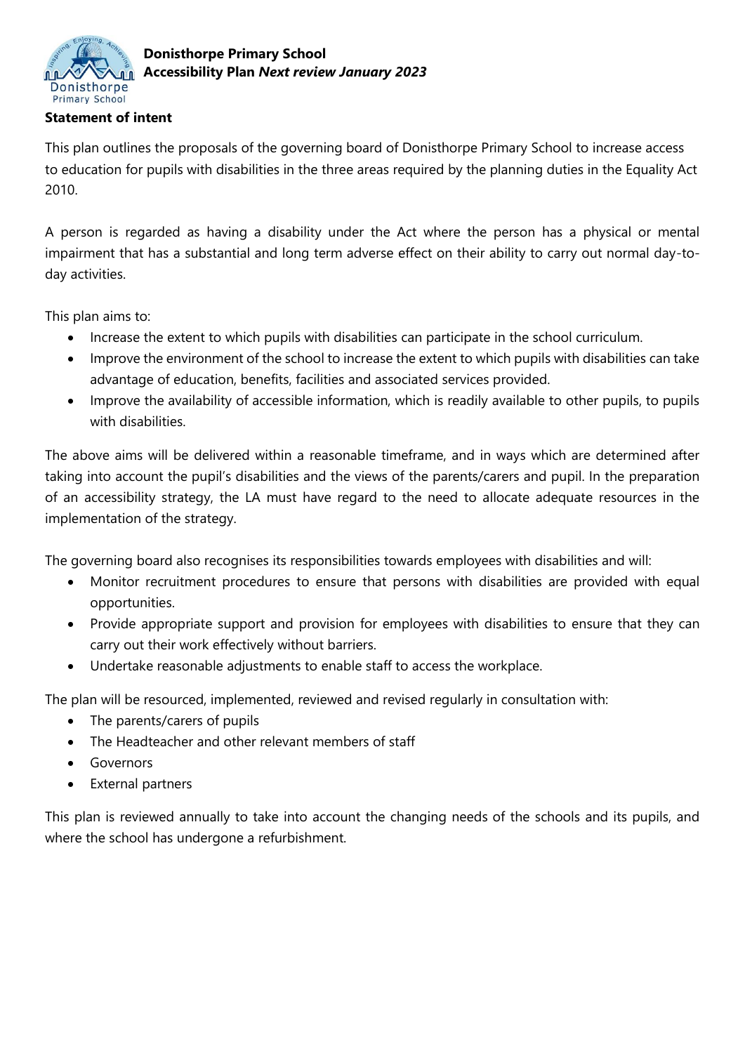**Donisthorpe Primary School**
**Accessibility Plan *Next review January 2023***

**Statement of intent**

This plan outlines the proposals of the governing board of Donisthorpe Primary School to increase access to education for pupils with disabilities in the three areas required by the planning duties in the Equality Act 2010.

A person is regarded as having a disability under the Act where the person has a physical or mental impairment that has a substantial and long term adverse effect on their ability to carry out normal day-to-day activities.

This plan aims to:

- Increase the extent to which pupils with disabilities can participate in the school curriculum.
- Improve the environment of the school to increase the extent to which pupils with disabilities can take advantage of education, benefits, facilities and associated services provided.
- Improve the availability of accessible information, which is readily available to other pupils, to pupils with disabilities.

The above aims will be delivered within a reasonable timeframe, and in ways which are determined after taking into account the pupil's disabilities and the views of the parents/carers and pupil. In the preparation of an accessibility strategy, the LA must have regard to the need to allocate adequate resources in the implementation of the strategy.

The governing board also recognises its responsibilities towards employees with disabilities and will:

- Monitor recruitment procedures to ensure that persons with disabilities are provided with equal opportunities.
- Provide appropriate support and provision for employees with disabilities to ensure that they can carry out their work effectively without barriers.
- Undertake reasonable adjustments to enable staff to access the workplace.

The plan will be resourced, implemented, reviewed and revised regularly in consultation with:

- The parents/carers of pupils
- The Headteacher and other relevant members of staff
- Governors
- External partners

This plan is reviewed annually to take into account the changing needs of the schools and its pupils, and where the school has undergone a refurbishment.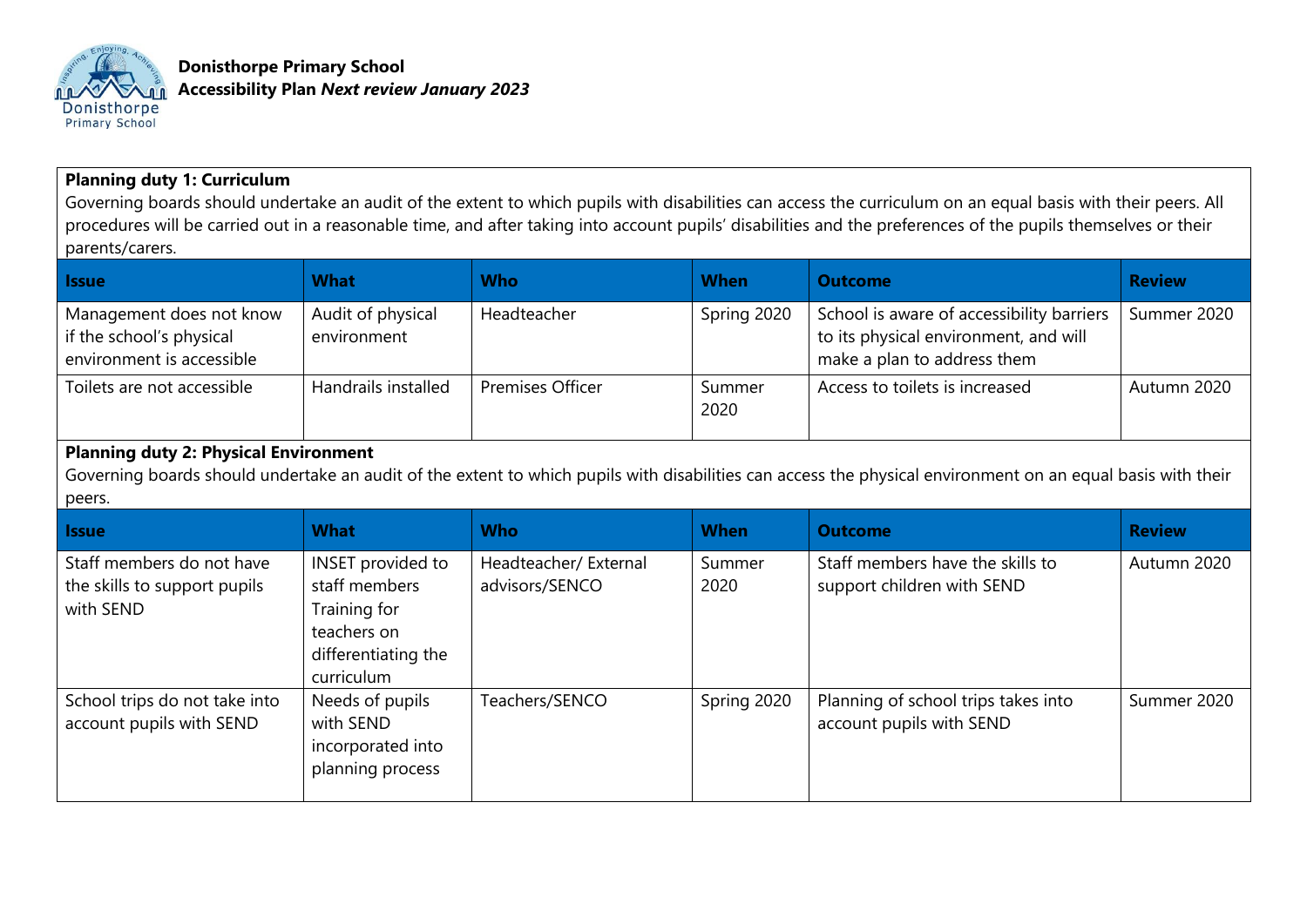**Donisthorpe Primary School**
**Accessibility Plan** ***Next review January 2023***

**Planning duty 1: Curriculum**

Governing boards should undertake an audit of the extent to which pupils with disabilities can access the curriculum on an equal basis with their peers. All procedures will be carried out in a reasonable time, and after taking into account pupils' disabilities and the preferences of the pupils themselves or their parents/carers.

| Issue | What | Who | When | Outcome | Review |
|---|---|---|---|---|---|
| Management does not know if the school's physical environment is accessible | Audit of physical environment | Headteacher | Spring 2020 | School is aware of accessibility barriers to its physical environment, and will make a plan to address them | Summer 2020 |
| Toilets are not accessible | Handrails installed | Premises Officer | Summer 2020 | Access to toilets is increased | Autumn 2020 |

**Planning duty 2: Physical Environment**

Governing boards should undertake an audit of the extent to which pupils with disabilities can access the physical environment on an equal basis with their peers.

| Issue | What | Who | When | Outcome | Review |
|---|---|---|---|---|---|
| Staff members do not have the skills to support pupils with SEND | INSET provided to staff members Training for teachers on differentiating the curriculum | Headteacher/ External advisors/SENCO | Summer 2020 | Staff members have the skills to support children with SEND | Autumn 2020 |
| School trips do not take into account pupils with SEND | Needs of pupils with SEND incorporated into planning process | Teachers/SENCO | Spring 2020 | Planning of school trips takes into account pupils with SEND | Summer 2020 |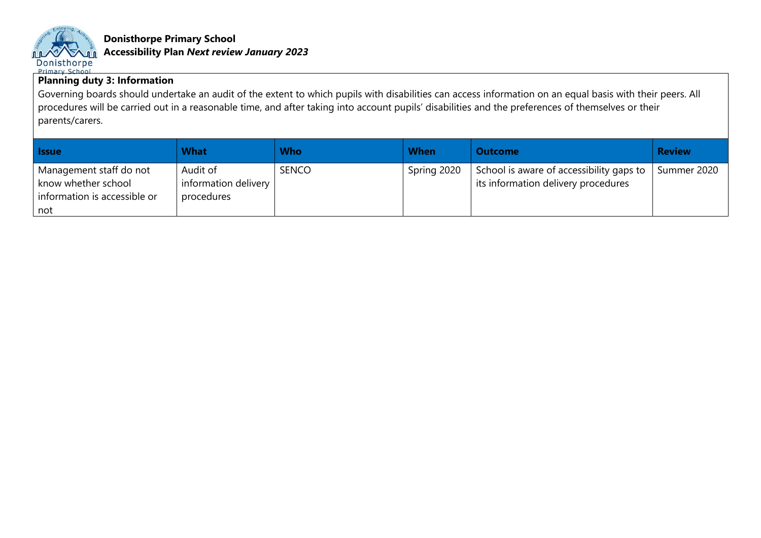**Donisthorpe Primary School**
**Accessibility Plan** ***Next review January 2023***

**Planning duty 3: Information**

Governing boards should undertake an audit of the extent to which pupils with disabilities can access information on an equal basis with their peers. All procedures will be carried out in a reasonable time, and after taking into account pupils' disabilities and the preferences of themselves or their parents/carers.

| Issue | What | Who | When | Outcome | Review |
|---|---|---|---|---|---|
| Management staff do not know whether school information is accessible or not | Audit of information delivery procedures | SENCO | Spring 2020 | School is aware of accessibility gaps to its information delivery procedures | Summer 2020 |